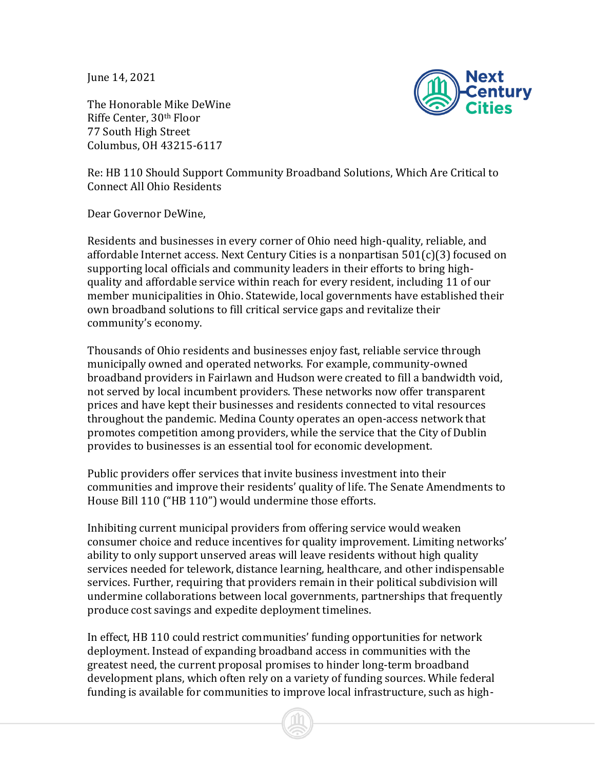June 14, 2021

The Honorable Mike DeWine
Riffe Center, 30th Floor
77 South High Street
Columbus, OH 43215-6117

Re: HB 110 Should Support Community Broadband Solutions, Which Are Critical to Connect All Ohio Residents

Dear Governor DeWine,

Residents and businesses in every corner of Ohio need high-quality, reliable, and affordable Internet access. Next Century Cities is a nonpartisan 501(c)(3) focused on supporting local officials and community leaders in their efforts to bring high-quality and affordable service within reach for every resident, including 11 of our member municipalities in Ohio. Statewide, local governments have established their own broadband solutions to fill critical service gaps and revitalize their community's economy.

Thousands of Ohio residents and businesses enjoy fast, reliable service through municipally owned and operated networks. For example, community-owned broadband providers in Fairlawn and Hudson were created to fill a bandwidth void, not served by local incumbent providers. These networks now offer transparent prices and have kept their businesses and residents connected to vital resources throughout the pandemic. Medina County operates an open-access network that promotes competition among providers, while the service that the City of Dublin provides to businesses is an essential tool for economic development.

Public providers offer services that invite business investment into their communities and improve their residents' quality of life. The Senate Amendments to House Bill 110 ("HB 110") would undermine those efforts.

Inhibiting current municipal providers from offering service would weaken consumer choice and reduce incentives for quality improvement. Limiting networks' ability to only support unserved areas will leave residents without high quality services needed for telework, distance learning, healthcare, and other indispensable services. Further, requiring that providers remain in their political subdivision will undermine collaborations between local governments, partnerships that frequently produce cost savings and expedite deployment timelines.

In effect, HB 110 could restrict communities' funding opportunities for network deployment. Instead of expanding broadband access in communities with the greatest need, the current proposal promises to hinder long-term broadband development plans, which often rely on a variety of funding sources. While federal funding is available for communities to improve local infrastructure, such as high-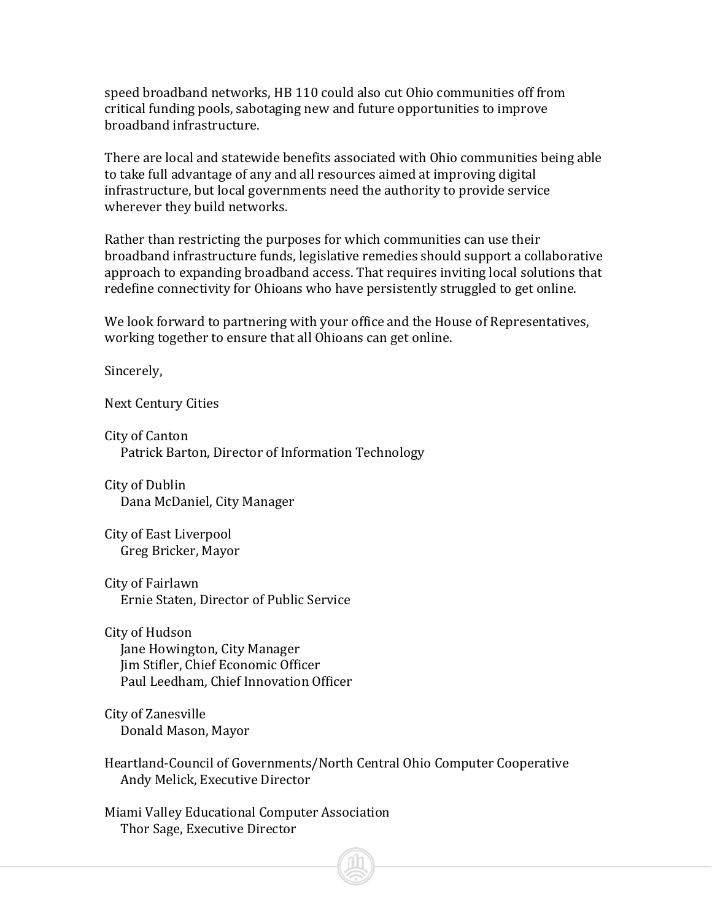speed broadband networks, HB 110 could also cut Ohio communities off from critical funding pools, sabotaging new and future opportunities to improve broadband infrastructure.

There are local and statewide benefits associated with Ohio communities being able to take full advantage of any and all resources aimed at improving digital infrastructure, but local governments need the authority to provide service wherever they build networks.

Rather than restricting the purposes for which communities can use their broadband infrastructure funds, legislative remedies should support a collaborative approach to expanding broadband access. That requires inviting local solutions that redefine connectivity for Ohioans who have persistently struggled to get online.

We look forward to partnering with your office and the House of Representatives, working together to ensure that all Ohioans can get online.

Sincerely,

Next Century Cities

City of Canton
Patrick Barton, Director of Information Technology

City of Dublin
Dana McDaniel, City Manager

City of East Liverpool
Greg Bricker, Mayor

City of Fairlawn
Ernie Staten, Director of Public Service

City of Hudson
Jane Howington, City Manager
Jim Stifler, Chief Economic Officer
Paul Leedham, Chief Innovation Officer

City of Zanesville
Donald Mason, Mayor

Heartland-Council of Governments/North Central Ohio Computer Cooperative
Andy Melick, Executive Director

Miami Valley Educational Computer Association
Thor Sage, Executive Director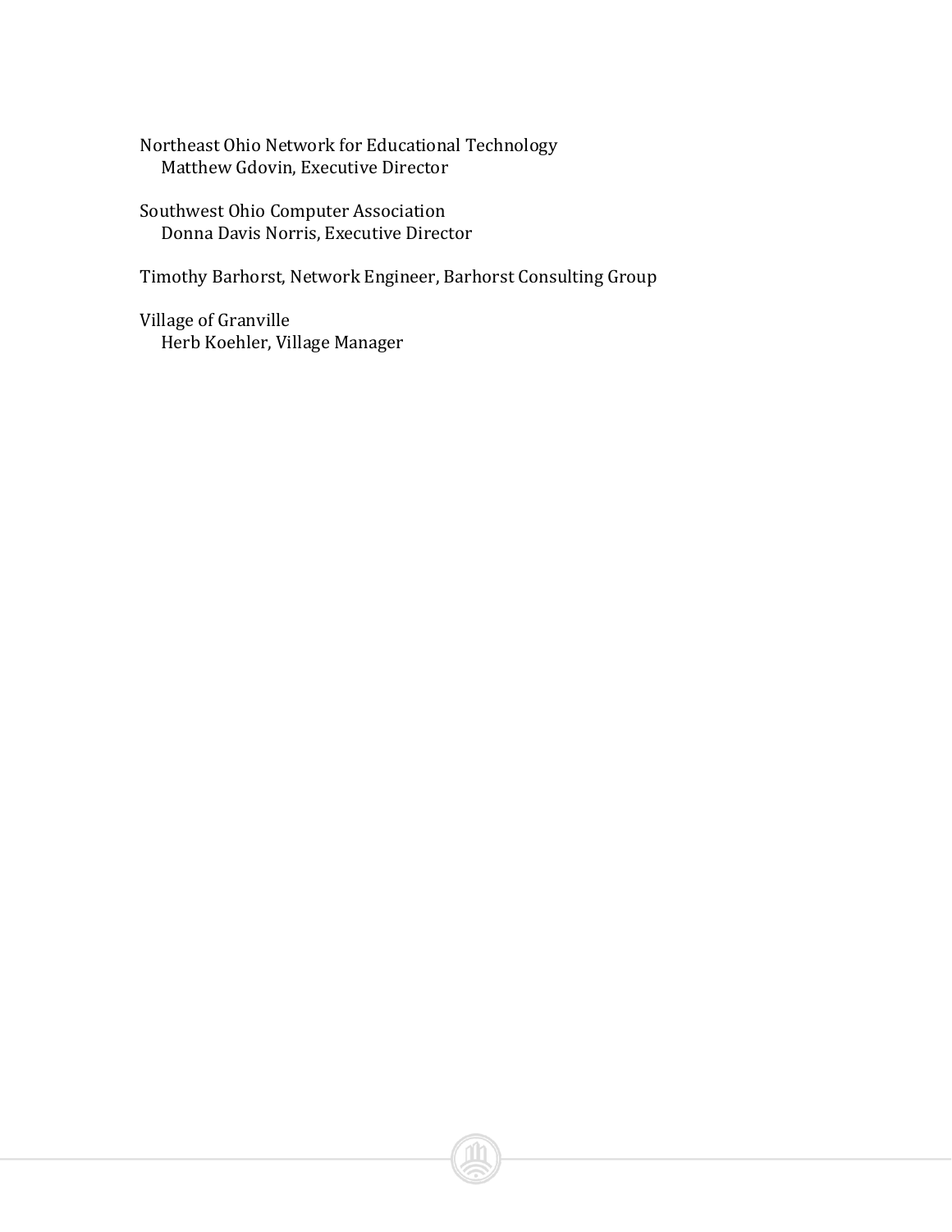Northeast Ohio Network for Educational Technology
Matthew Gdovin, Executive Director

Southwest Ohio Computer Association
Donna Davis Norris, Executive Director

Timothy Barhorst, Network Engineer, Barhorst Consulting Group

Village of Granville
Herb Koehler, Village Manager